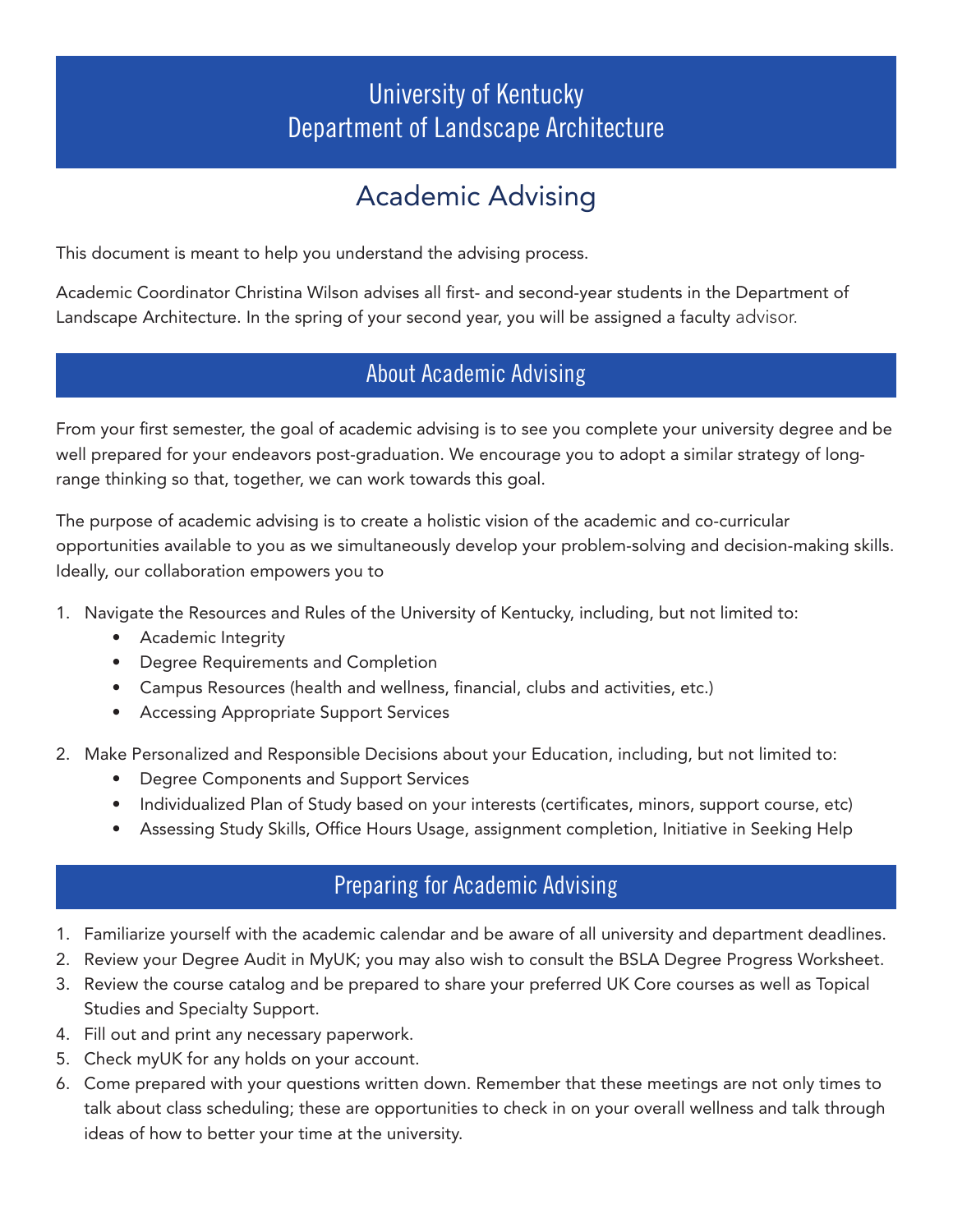# University of Kentucky
# Department of Landscape Architecture

## Academic Advising

This document is meant to help you understand the advising process.

Academic Coordinator Christina Wilson advises all first- and second-year students in the Department of Landscape Architecture. In the spring of your second year, you will be assigned a faculty advisor.

## About Academic Advising

From your first semester, the goal of academic advising is to see you complete your university degree and be well prepared for your endeavors post-graduation. We encourage you to adopt a similar strategy of long-range thinking so that, together, we can work towards this goal.

The purpose of academic advising is to create a holistic vision of the academic and co-curricular opportunities available to you as we simultaneously develop your problem-solving and decision-making skills. Ideally, our collaboration empowers you to

1. Navigate the Resources and Rules of the University of Kentucky, including, but not limited to:
   - Academic Integrity
   - Degree Requirements and Completion
   - Campus Resources (health and wellness, financial, clubs and activities, etc.)
   - Accessing Appropriate Support Services
2. Make Personalized and Responsible Decisions about your Education, including, but not limited to:
   - Degree Components and Support Services
   - Individualized Plan of Study based on your interests (certificates, minors, support course, etc)
   - Assessing Study Skills, Office Hours Usage, assignment completion, Initiative in Seeking Help

## Preparing for Academic Advising

1. Familiarize yourself with the academic calendar and be aware of all university and department deadlines.
2. Review your Degree Audit in MyUK; you may also wish to consult the BSLA Degree Progress Worksheet.
3. Review the course catalog and be prepared to share your preferred UK Core courses as well as Topical Studies and Specialty Support.
4. Fill out and print any necessary paperwork.
5. Check myUK for any holds on your account.
6. Come prepared with your questions written down. Remember that these meetings are not only times to talk about class scheduling; these are opportunities to check in on your overall wellness and talk through ideas of how to better your time at the university.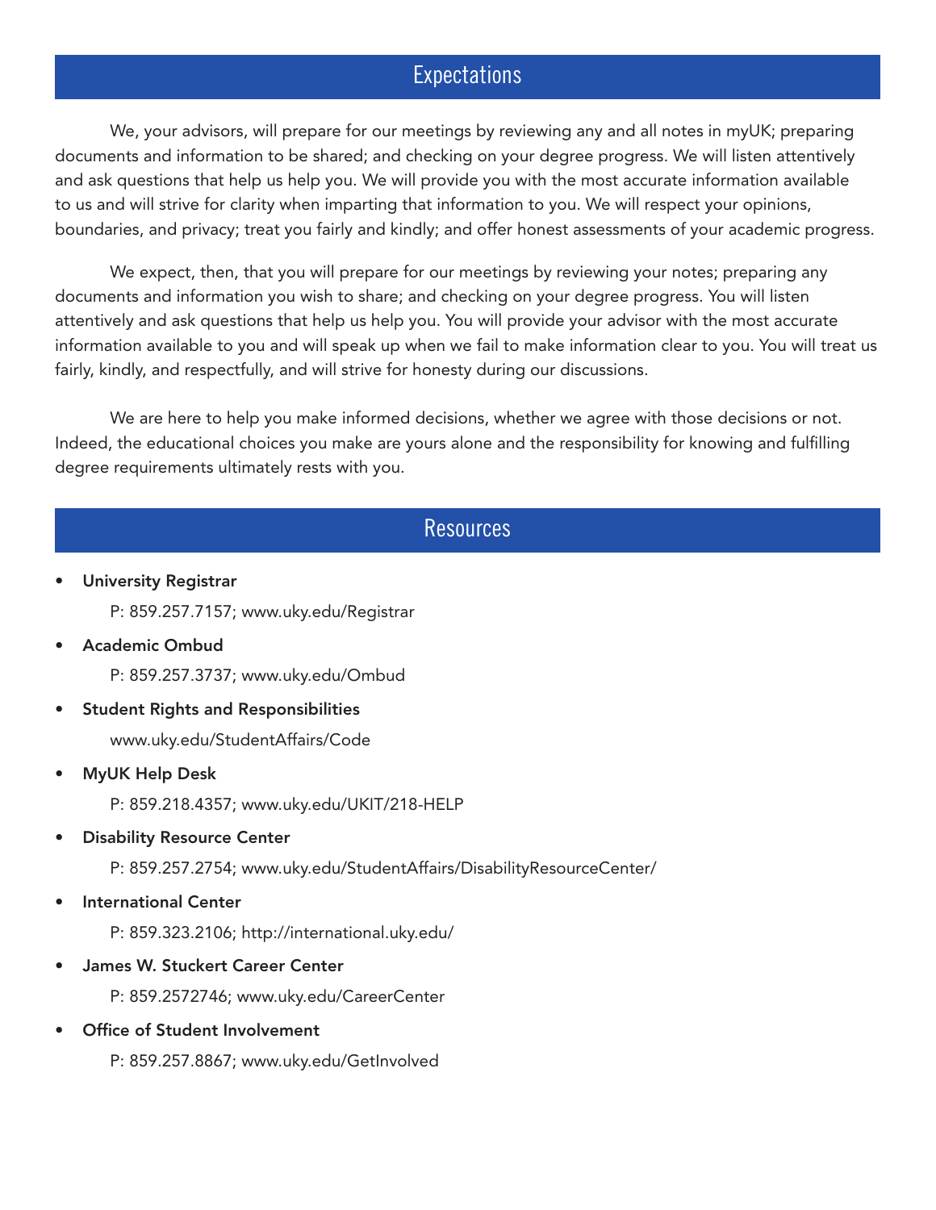## Expectations

We, your advisors, will prepare for our meetings by reviewing any and all notes in myUK; preparing documents and information to be shared; and checking on your degree progress. We will listen attentively and ask questions that help us help you. We will provide you with the most accurate information available to us and will strive for clarity when imparting that information to you. We will respect your opinions, boundaries, and privacy; treat you fairly and kindly; and offer honest assessments of your academic progress.

We expect, then, that you will prepare for our meetings by reviewing your notes; preparing any documents and information you wish to share; and checking on your degree progress. You will listen attentively and ask questions that help us help you. You will provide your advisor with the most accurate information available to you and will speak up when we fail to make information clear to you. You will treat us fairly, kindly, and respectfully, and will strive for honesty during our discussions.

We are here to help you make informed decisions, whether we agree with those decisions or not. Indeed, the educational choices you make are yours alone and the responsibility for knowing and fulfilling degree requirements ultimately rests with you.

## Resources

- **University Registrar**

  P: 859.257.7157; www.uky.edu/Registrar

- **Academic Ombud**

  P: 859.257.3737; www.uky.edu/Ombud

- **Student Rights and Responsibilities**

  www.uky.edu/StudentAffairs/Code

- **MyUK Help Desk**

  P: 859.218.4357; www.uky.edu/UKIT/218-HELP

- **Disability Resource Center**

  P: 859.257.2754; www.uky.edu/StudentAffairs/DisabilityResourceCenter/

- **International Center**

  P: 859.323.2106; http://international.uky.edu/

- **James W. Stuckert Career Center**

  P: 859.2572746; www.uky.edu/CareerCenter

- **Office of Student Involvement**

  P: 859.257.8867; www.uky.edu/GetInvolved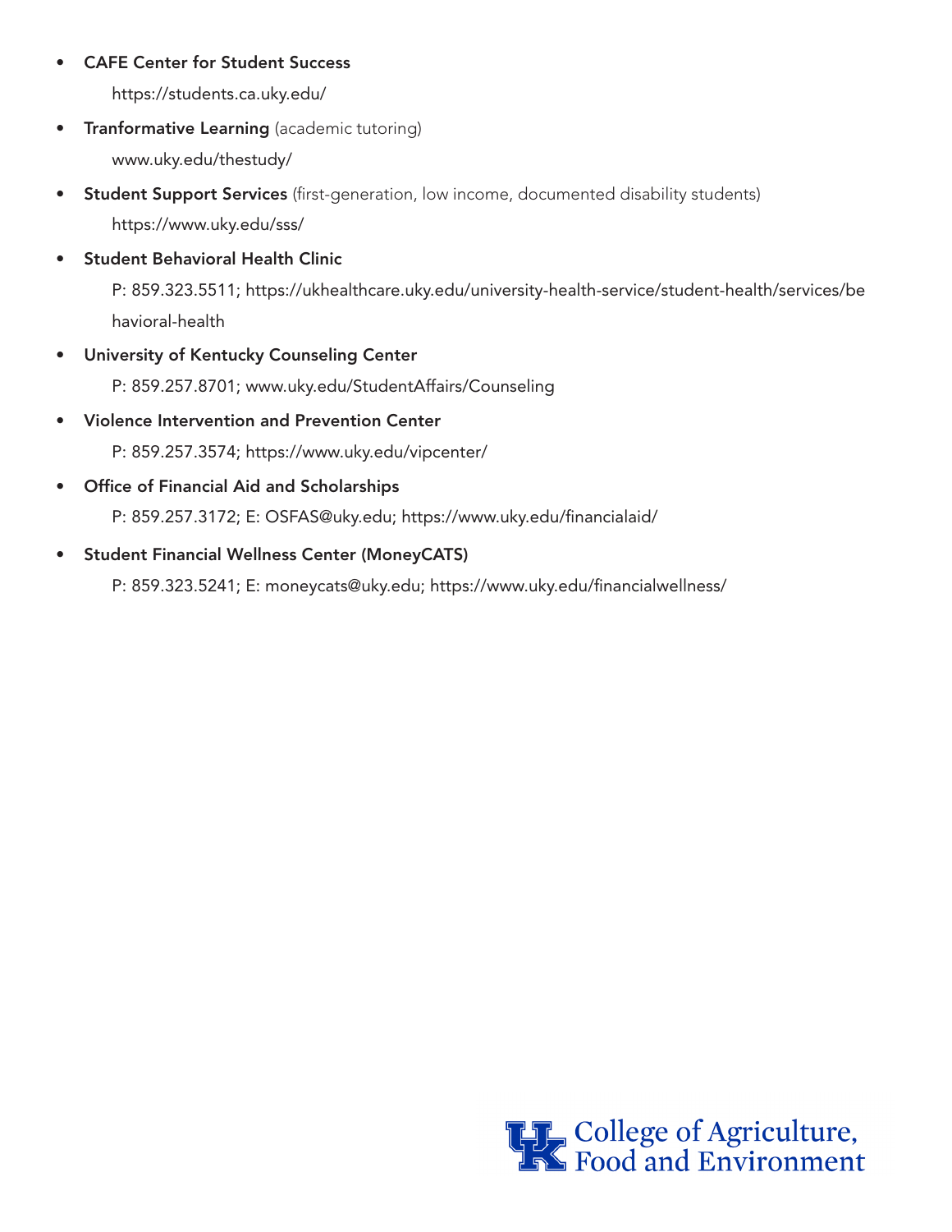- **CAFE Center for Student Success**

  https://students.ca.uky.edu/

- **Tranformative Learning** (academic tutoring)

  www.uky.edu/thestudy/

- **Student Support Services** (first-generation, low income, documented disability students)

  https://www.uky.edu/sss/

- **Student Behavioral Health Clinic**

  P: 859.323.5511; https://ukhealthcare.uky.edu/university-health-service/student-health/services/behavioral-health

- **University of Kentucky Counseling Center**

  P: 859.257.8701; www.uky.edu/StudentAffairs/Counseling

- **Violence Intervention and Prevention Center**

  P: 859.257.3574; https://www.uky.edu/vipcenter/

- **Office of Financial Aid and Scholarships**

  P: 859.257.3172; E: OSFAS@uky.edu; https://www.uky.edu/financialaid/

- **Student Financial Wellness Center (MoneyCATS)**

  P: 859.323.5241; E: moneycats@uky.edu; https://www.uky.edu/financialwellness/

College of Agriculture, Food and Environment